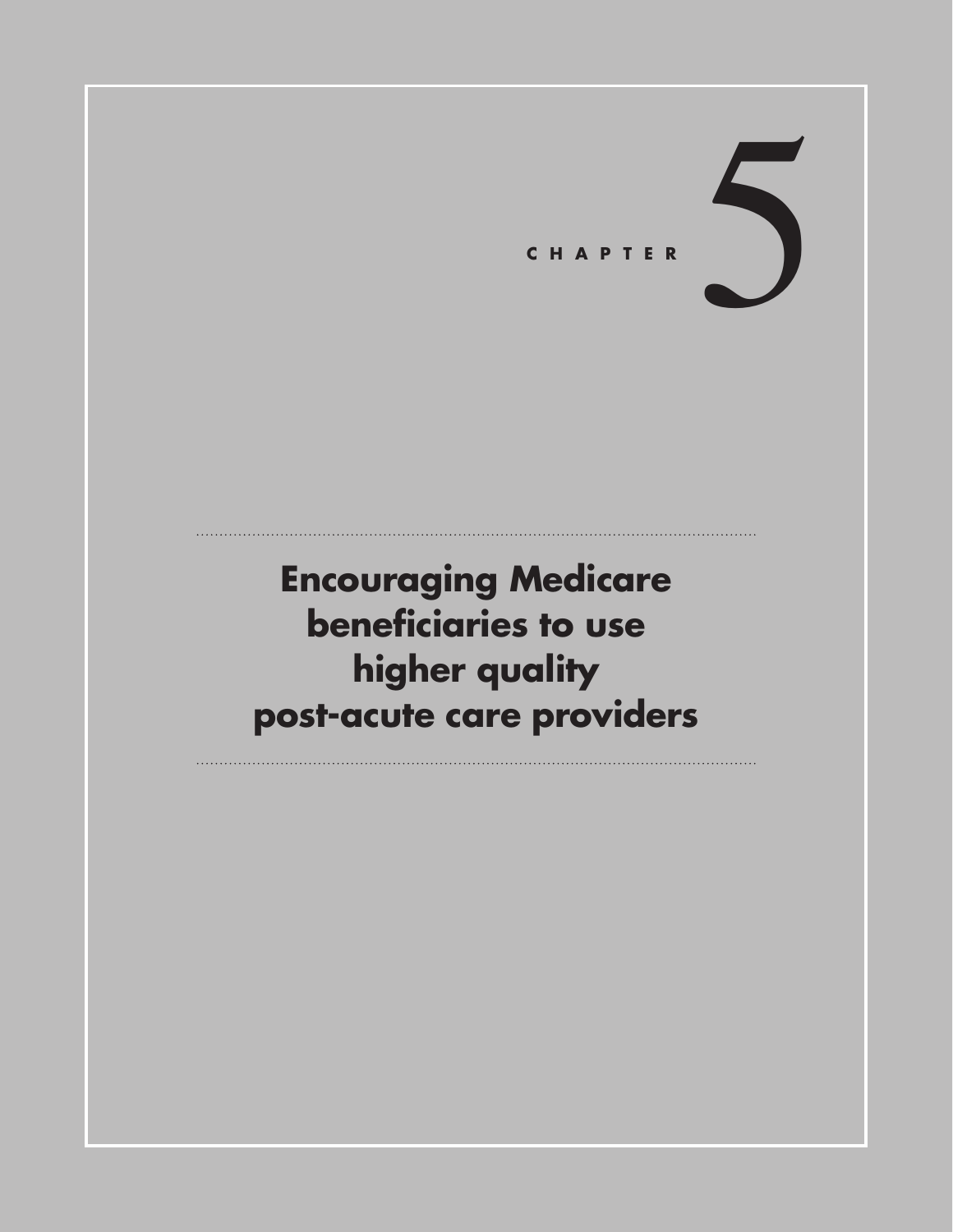# CHAPTER 5

# Encouraging Medicare beneficiaries to use higher quality post-acute care providers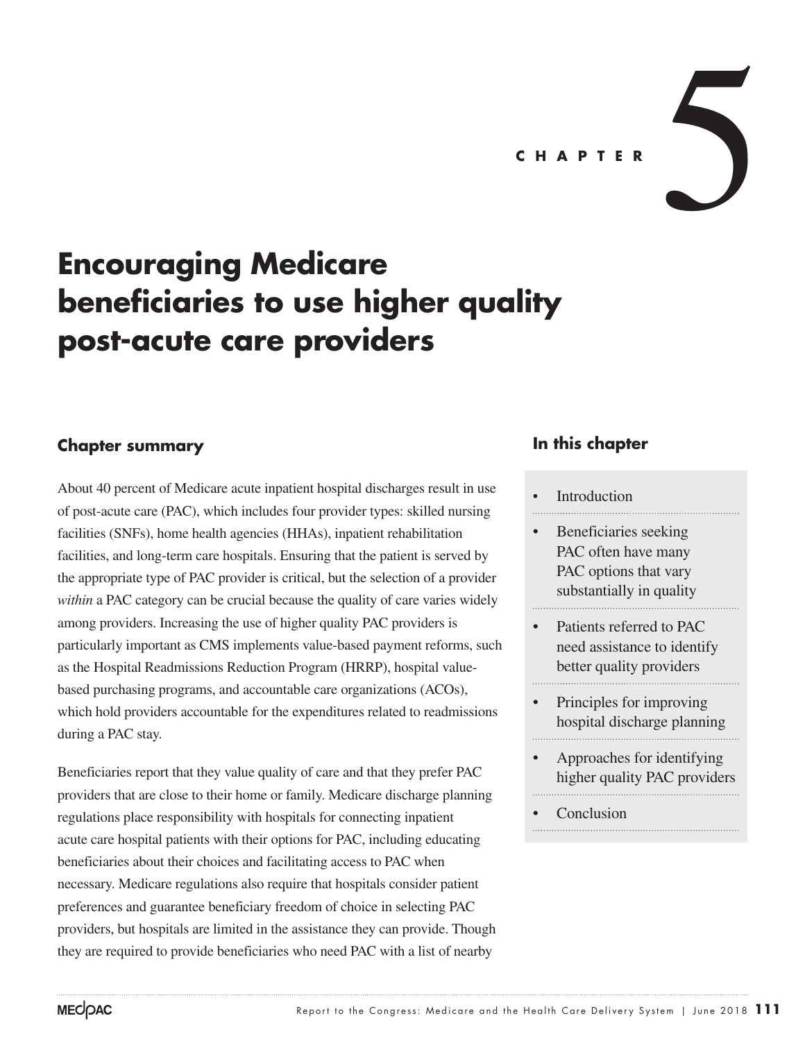CHAPTER 5

# Encouraging Medicare beneficiaries to use higher quality post-acute care providers

## Chapter summary

About 40 percent of Medicare acute inpatient hospital discharges result in use of post-acute care (PAC), which includes four provider types: skilled nursing facilities (SNFs), home health agencies (HHAs), inpatient rehabilitation facilities, and long-term care hospitals. Ensuring that the patient is served by the appropriate type of PAC provider is critical, but the selection of a provider *within* a PAC category can be crucial because the quality of care varies widely among providers. Increasing the use of higher quality PAC providers is particularly important as CMS implements value-based payment reforms, such as the Hospital Readmissions Reduction Program (HRRP), hospital value-based purchasing programs, and accountable care organizations (ACOs), which hold providers accountable for the expenditures related to readmissions during a PAC stay.

Beneficiaries report that they value quality of care and that they prefer PAC providers that are close to their home or family. Medicare discharge planning regulations place responsibility with hospitals for connecting inpatient acute care hospital patients with their options for PAC, including educating beneficiaries about their choices and facilitating access to PAC when necessary. Medicare regulations also require that hospitals consider patient preferences and guarantee beneficiary freedom of choice in selecting PAC providers, but hospitals are limited in the assistance they can provide. Though they are required to provide beneficiaries who need PAC with a list of nearby

## In this chapter

- Introduction
- Beneficiaries seeking PAC often have many PAC options that vary substantially in quality
- Patients referred to PAC need assistance to identify better quality providers
- Principles for improving hospital discharge planning
- Approaches for identifying higher quality PAC providers
- Conclusion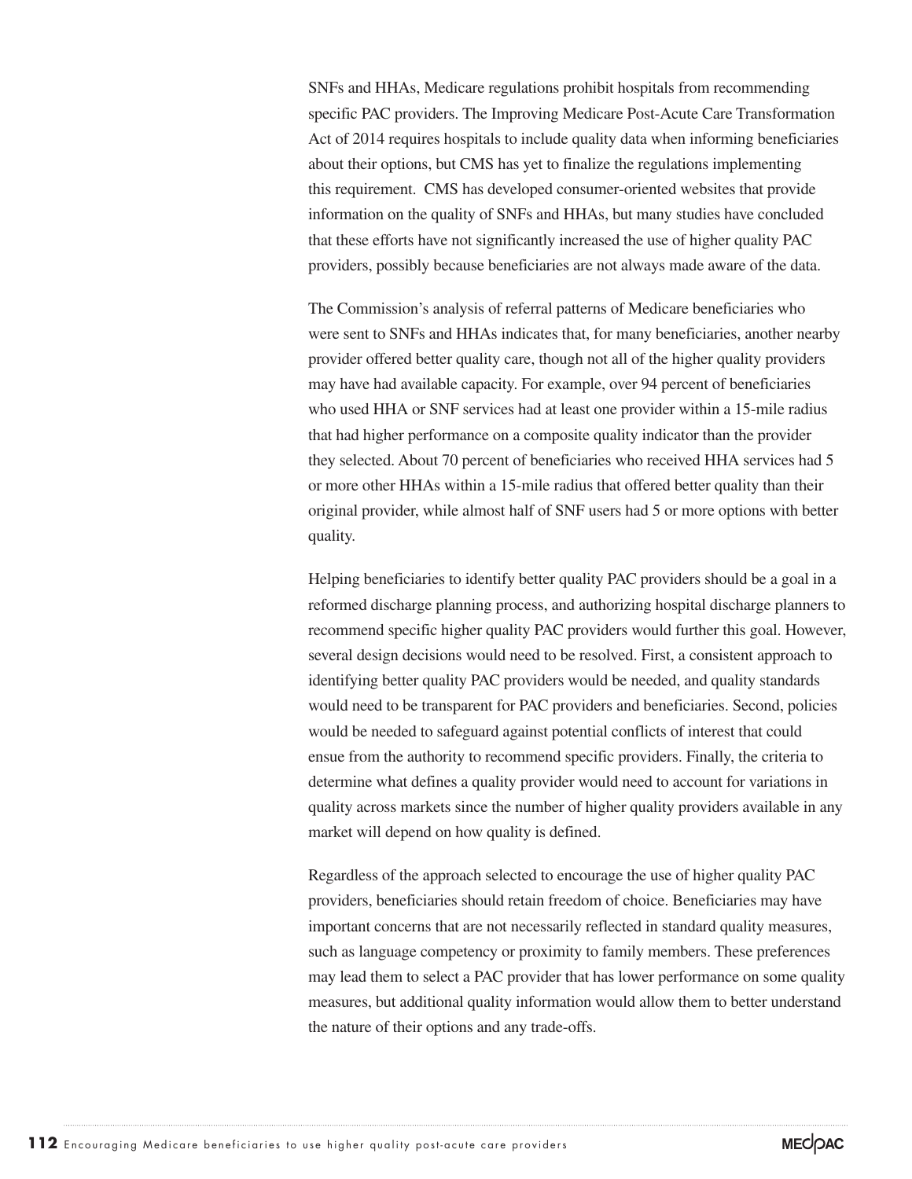SNFs and HHAs, Medicare regulations prohibit hospitals from recommending specific PAC providers. The Improving Medicare Post-Acute Care Transformation Act of 2014 requires hospitals to include quality data when informing beneficiaries about their options, but CMS has yet to finalize the regulations implementing this requirement. CMS has developed consumer-oriented websites that provide information on the quality of SNFs and HHAs, but many studies have concluded that these efforts have not significantly increased the use of higher quality PAC providers, possibly because beneficiaries are not always made aware of the data.

The Commission's analysis of referral patterns of Medicare beneficiaries who were sent to SNFs and HHAs indicates that, for many beneficiaries, another nearby provider offered better quality care, though not all of the higher quality providers may have had available capacity. For example, over 94 percent of beneficiaries who used HHA or SNF services had at least one provider within a 15-mile radius that had higher performance on a composite quality indicator than the provider they selected. About 70 percent of beneficiaries who received HHA services had 5 or more other HHAs within a 15-mile radius that offered better quality than their original provider, while almost half of SNF users had 5 or more options with better quality.

Helping beneficiaries to identify better quality PAC providers should be a goal in a reformed discharge planning process, and authorizing hospital discharge planners to recommend specific higher quality PAC providers would further this goal. However, several design decisions would need to be resolved. First, a consistent approach to identifying better quality PAC providers would be needed, and quality standards would need to be transparent for PAC providers and beneficiaries. Second, policies would be needed to safeguard against potential conflicts of interest that could ensue from the authority to recommend specific providers. Finally, the criteria to determine what defines a quality provider would need to account for variations in quality across markets since the number of higher quality providers available in any market will depend on how quality is defined.

Regardless of the approach selected to encourage the use of higher quality PAC providers, beneficiaries should retain freedom of choice. Beneficiaries may have important concerns that are not necessarily reflected in standard quality measures, such as language competency or proximity to family members. These preferences may lead them to select a PAC provider that has lower performance on some quality measures, but additional quality information would allow them to better understand the nature of their options and any trade-offs.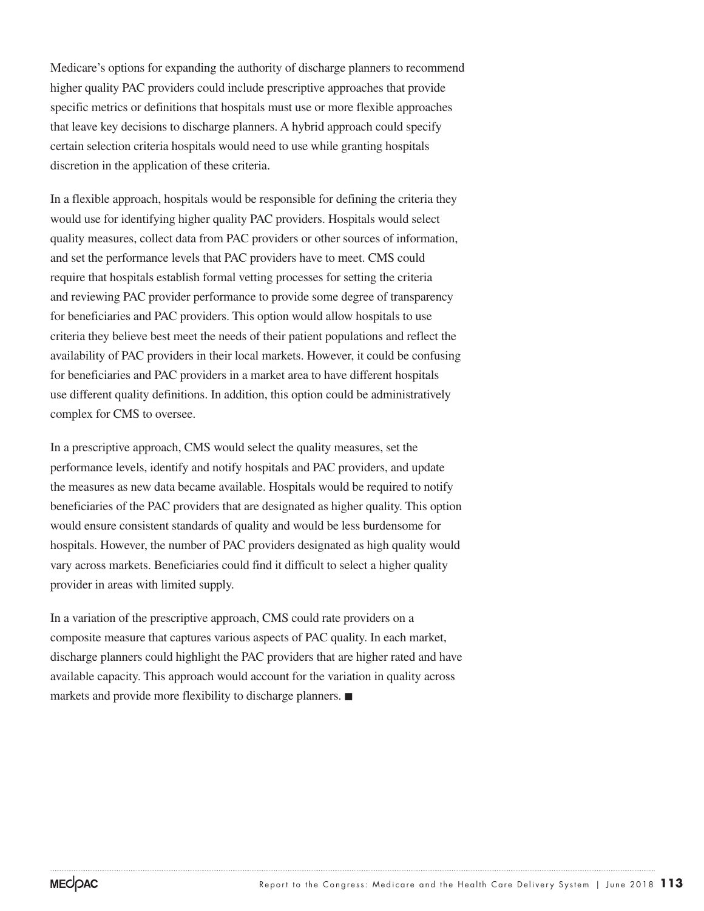Medicare's options for expanding the authority of discharge planners to recommend higher quality PAC providers could include prescriptive approaches that provide specific metrics or definitions that hospitals must use or more flexible approaches that leave key decisions to discharge planners. A hybrid approach could specify certain selection criteria hospitals would need to use while granting hospitals discretion in the application of these criteria.

In a flexible approach, hospitals would be responsible for defining the criteria they would use for identifying higher quality PAC providers. Hospitals would select quality measures, collect data from PAC providers or other sources of information, and set the performance levels that PAC providers have to meet. CMS could require that hospitals establish formal vetting processes for setting the criteria and reviewing PAC provider performance to provide some degree of transparency for beneficiaries and PAC providers. This option would allow hospitals to use criteria they believe best meet the needs of their patient populations and reflect the availability of PAC providers in their local markets. However, it could be confusing for beneficiaries and PAC providers in a market area to have different hospitals use different quality definitions. In addition, this option could be administratively complex for CMS to oversee.

In a prescriptive approach, CMS would select the quality measures, set the performance levels, identify and notify hospitals and PAC providers, and update the measures as new data became available. Hospitals would be required to notify beneficiaries of the PAC providers that are designated as higher quality. This option would ensure consistent standards of quality and would be less burdensome for hospitals. However, the number of PAC providers designated as high quality would vary across markets. Beneficiaries could find it difficult to select a higher quality provider in areas with limited supply.

In a variation of the prescriptive approach, CMS could rate providers on a composite measure that captures various aspects of PAC quality. In each market, discharge planners could highlight the PAC providers that are higher rated and have available capacity. This approach would account for the variation in quality across markets and provide more flexibility to discharge planners. ■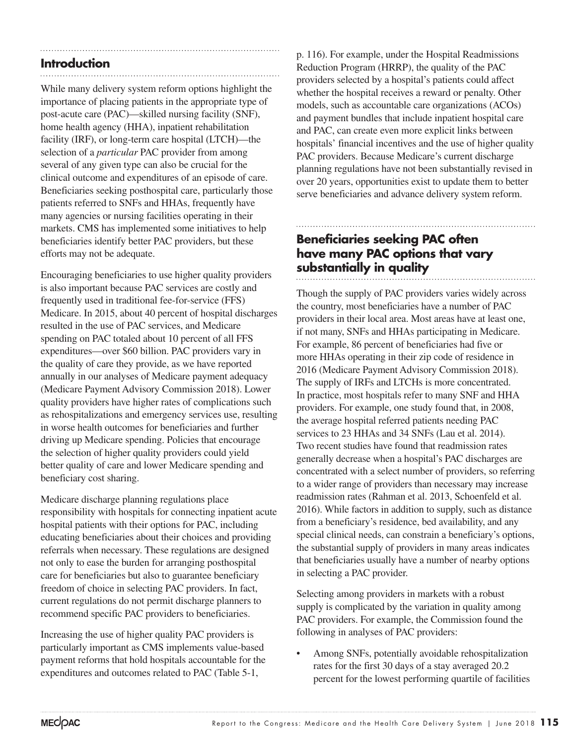## Introduction

While many delivery system reform options highlight the importance of placing patients in the appropriate type of post-acute care (PAC)—skilled nursing facility (SNF), home health agency (HHA), inpatient rehabilitation facility (IRF), or long-term care hospital (LTCH)—the selection of a *particular* PAC provider from among several of any given type can also be crucial for the clinical outcome and expenditures of an episode of care. Beneficiaries seeking posthospital care, particularly those patients referred to SNFs and HHAs, frequently have many agencies or nursing facilities operating in their markets. CMS has implemented some initiatives to help beneficiaries identify better PAC providers, but these efforts may not be adequate.

Encouraging beneficiaries to use higher quality providers is also important because PAC services are costly and frequently used in traditional fee-for-service (FFS) Medicare. In 2015, about 40 percent of hospital discharges resulted in the use of PAC services, and Medicare spending on PAC totaled about 10 percent of all FFS expenditures—over $60 billion. PAC providers vary in the quality of care they provide, as we have reported annually in our analyses of Medicare payment adequacy (Medicare Payment Advisory Commission 2018). Lower quality providers have higher rates of complications such as rehospitalizations and emergency services use, resulting in worse health outcomes for beneficiaries and further driving up Medicare spending. Policies that encourage the selection of higher quality providers could yield better quality of care and lower Medicare spending and beneficiary cost sharing.

Medicare discharge planning regulations place responsibility with hospitals for connecting inpatient acute hospital patients with their options for PAC, including educating beneficiaries about their choices and providing referrals when necessary. These regulations are designed not only to ease the burden for arranging posthospital care for beneficiaries but also to guarantee beneficiary freedom of choice in selecting PAC providers. In fact, current regulations do not permit discharge planners to recommend specific PAC providers to beneficiaries.

Increasing the use of higher quality PAC providers is particularly important as CMS implements value-based payment reforms that hold hospitals accountable for the expenditures and outcomes related to PAC (Table 5-1, p. 116). For example, under the Hospital Readmissions Reduction Program (HRRP), the quality of the PAC providers selected by a hospital's patients could affect whether the hospital receives a reward or penalty. Other models, such as accountable care organizations (ACOs) and payment bundles that include inpatient hospital care and PAC, can create even more explicit links between hospitals' financial incentives and the use of higher quality PAC providers. Because Medicare's current discharge planning regulations have not been substantially revised in over 20 years, opportunities exist to update them to better serve beneficiaries and advance delivery system reform.

## Beneficiaries seeking PAC often have many PAC options that vary substantially in quality

Though the supply of PAC providers varies widely across the country, most beneficiaries have a number of PAC providers in their local area. Most areas have at least one, if not many, SNFs and HHAs participating in Medicare. For example, 86 percent of beneficiaries had five or more HHAs operating in their zip code of residence in 2016 (Medicare Payment Advisory Commission 2018). The supply of IRFs and LTCHs is more concentrated. In practice, most hospitals refer to many SNF and HHA providers. For example, one study found that, in 2008, the average hospital referred patients needing PAC services to 23 HHAs and 34 SNFs (Lau et al. 2014). Two recent studies have found that readmission rates generally decrease when a hospital's PAC discharges are concentrated with a select number of providers, so referring to a wider range of providers than necessary may increase readmission rates (Rahman et al. 2013, Schoenfeld et al. 2016). While factors in addition to supply, such as distance from a beneficiary's residence, bed availability, and any special clinical needs, can constrain a beneficiary's options, the substantial supply of providers in many areas indicates that beneficiaries usually have a number of nearby options in selecting a PAC provider.

Selecting among providers in markets with a robust supply is complicated by the variation in quality among PAC providers. For example, the Commission found the following in analyses of PAC providers:

- Among SNFs, potentially avoidable rehospitalization rates for the first 30 days of a stay averaged 20.2 percent for the lowest performing quartile of facilities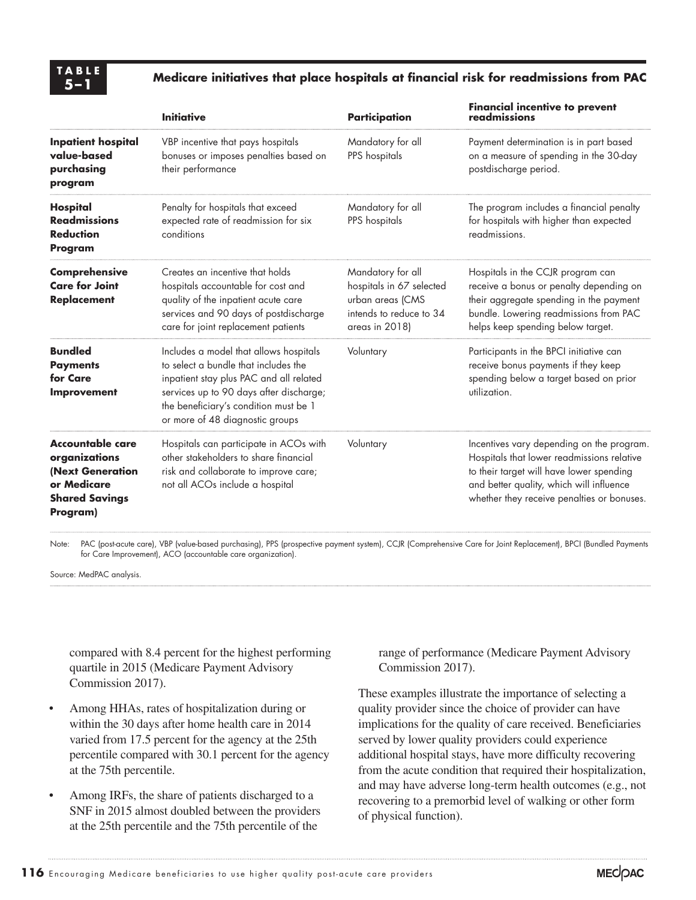**TABLE 5–1** **Medicare initiatives that place hospitals at financial risk for readmissions from PAC**

| | Initiative | Participation | Financial incentive to prevent readmissions |
|---|---|---|---|
| **Inpatient hospital value-based purchasing program** | VBP incentive that pays hospitals bonuses or imposes penalties based on their performance | Mandatory for all PPS hospitals | Payment determination is in part based on a measure of spending in the 30-day postdischarge period. |
| **Hospital Readmissions Reduction Program** | Penalty for hospitals that exceed expected rate of readmission for six conditions | Mandatory for all PPS hospitals | The program includes a financial penalty for hospitals with higher than expected readmissions. |
| **Comprehensive Care for Joint Replacement** | Creates an incentive that holds hospitals accountable for cost and quality of the inpatient acute care services and 90 days of postdischarge care for joint replacement patients | Mandatory for all hospitals in 67 selected urban areas (CMS intends to reduce to 34 areas in 2018) | Hospitals in the CCJR program can receive a bonus or penalty depending on their aggregate spending in the payment bundle. Lowering readmissions from PAC helps keep spending below target. |
| **Bundled Payments for Care Improvement** | Includes a model that allows hospitals to select a bundle that includes the inpatient stay plus PAC and all related services up to 90 days after discharge; the beneficiary's condition must be 1 or more of 48 diagnostic groups | Voluntary | Participants in the BPCI initiative can receive bonus payments if they keep spending below a target based on prior utilization. |
| **Accountable care organizations (Next Generation or Medicare Shared Savings Program)** | Hospitals can participate in ACOs with other stakeholders to share financial risk and collaborate to improve care; not all ACOs include a hospital | Voluntary | Incentives vary depending on the program. Hospitals that lower readmissions relative to their target will have lower spending and better quality, which will influence whether they receive penalties or bonuses. |

Note: PAC (post-acute care), VBP (value-based purchasing), PPS (prospective payment system), CCJR (Comprehensive Care for Joint Replacement), BPCI (Bundled Payments for Care Improvement), ACO (accountable care organization).

Source: MedPAC analysis.

compared with 8.4 percent for the highest performing quartile in 2015 (Medicare Payment Advisory Commission 2017).

- Among HHAs, rates of hospitalization during or within the 30 days after home health care in 2014 varied from 17.5 percent for the agency at the 25th percentile compared with 30.1 percent for the agency at the 75th percentile.
- Among IRFs, the share of patients discharged to a SNF in 2015 almost doubled between the providers at the 25th percentile and the 75th percentile of the range of performance (Medicare Payment Advisory Commission 2017).

These examples illustrate the importance of selecting a quality provider since the choice of provider can have implications for the quality of care received. Beneficiaries served by lower quality providers could experience additional hospital stays, have more difficulty recovering from the acute condition that required their hospitalization, and may have adverse long-term health outcomes (e.g., not recovering to a premorbid level of walking or other form of physical function).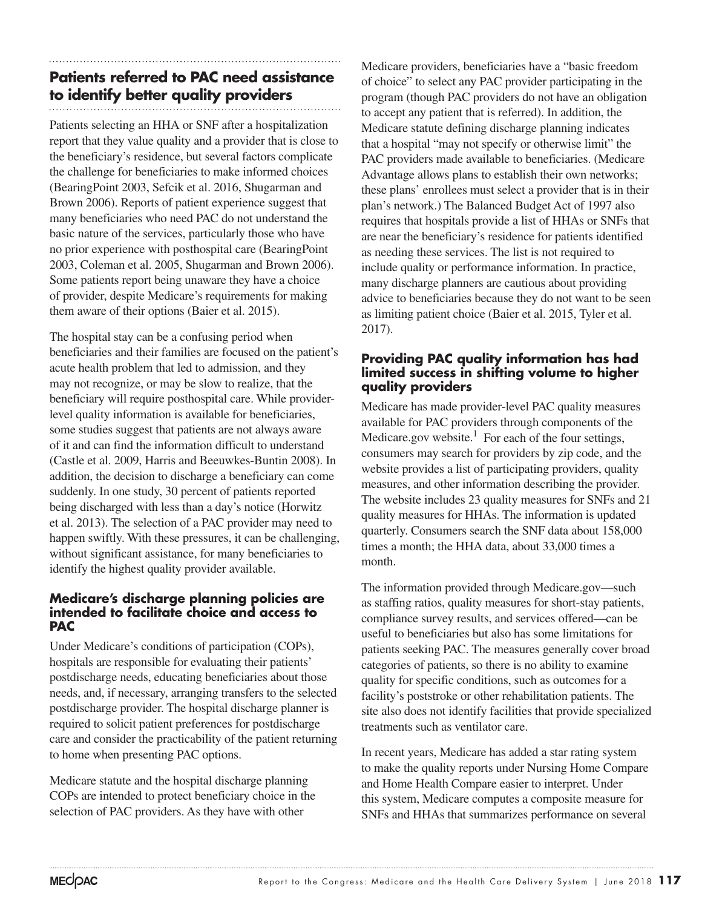## Patients referred to PAC need assistance to identify better quality providers

Patients selecting an HHA or SNF after a hospitalization report that they value quality and a provider that is close to the beneficiary's residence, but several factors complicate the challenge for beneficiaries to make informed choices (BearingPoint 2003, Sefcik et al. 2016, Shugarman and Brown 2006). Reports of patient experience suggest that many beneficiaries who need PAC do not understand the basic nature of the services, particularly those who have no prior experience with posthospital care (BearingPoint 2003, Coleman et al. 2005, Shugarman and Brown 2006). Some patients report being unaware they have a choice of provider, despite Medicare's requirements for making them aware of their options (Baier et al. 2015).

The hospital stay can be a confusing period when beneficiaries and their families are focused on the patient's acute health problem that led to admission, and they may not recognize, or may be slow to realize, that the beneficiary will require posthospital care. While provider-level quality information is available for beneficiaries, some studies suggest that patients are not always aware of it and can find the information difficult to understand (Castle et al. 2009, Harris and Beeuwkes-Buntin 2008). In addition, the decision to discharge a beneficiary can come suddenly. In one study, 30 percent of patients reported being discharged with less than a day's notice (Horwitz et al. 2013). The selection of a PAC provider may need to happen swiftly. With these pressures, it can be challenging, without significant assistance, for many beneficiaries to identify the highest quality provider available.

### Medicare's discharge planning policies are intended to facilitate choice and access to PAC

Under Medicare's conditions of participation (COPs), hospitals are responsible for evaluating their patients' postdischarge needs, educating beneficiaries about those needs, and, if necessary, arranging transfers to the selected postdischarge provider. The hospital discharge planner is required to solicit patient preferences for postdischarge care and consider the practicability of the patient returning to home when presenting PAC options.

Medicare statute and the hospital discharge planning COPs are intended to protect beneficiary choice in the selection of PAC providers. As they have with other Medicare providers, beneficiaries have a "basic freedom of choice" to select any PAC provider participating in the program (though PAC providers do not have an obligation to accept any patient that is referred). In addition, the Medicare statute defining discharge planning indicates that a hospital "may not specify or otherwise limit" the PAC providers made available to beneficiaries. (Medicare Advantage allows plans to establish their own networks; these plans' enrollees must select a provider that is in their plan's network.) The Balanced Budget Act of 1997 also requires that hospitals provide a list of HHAs or SNFs that are near the beneficiary's residence for patients identified as needing these services. The list is not required to include quality or performance information. In practice, many discharge planners are cautious about providing advice to beneficiaries because they do not want to be seen as limiting patient choice (Baier et al. 2015, Tyler et al. 2017).

### Providing PAC quality information has had limited success in shifting volume to higher quality providers

Medicare has made provider-level PAC quality measures available for PAC providers through components of the Medicare.gov website.[1] For each of the four settings, consumers may search for providers by zip code, and the website provides a list of participating providers, quality measures, and other information describing the provider. The website includes 23 quality measures for SNFs and 21 quality measures for HHAs. The information is updated quarterly. Consumers search the SNF data about 158,000 times a month; the HHA data, about 33,000 times a month.

The information provided through Medicare.gov—such as staffing ratios, quality measures for short-stay patients, compliance survey results, and services offered—can be useful to beneficiaries but also has some limitations for patients seeking PAC. The measures generally cover broad categories of patients, so there is no ability to examine quality for specific conditions, such as outcomes for a facility's poststroke or other rehabilitation patients. The site also does not identify facilities that provide specialized treatments such as ventilator care.

In recent years, Medicare has added a star rating system to make the quality reports under Nursing Home Compare and Home Health Compare easier to interpret. Under this system, Medicare computes a composite measure for SNFs and HHAs that summarizes performance on several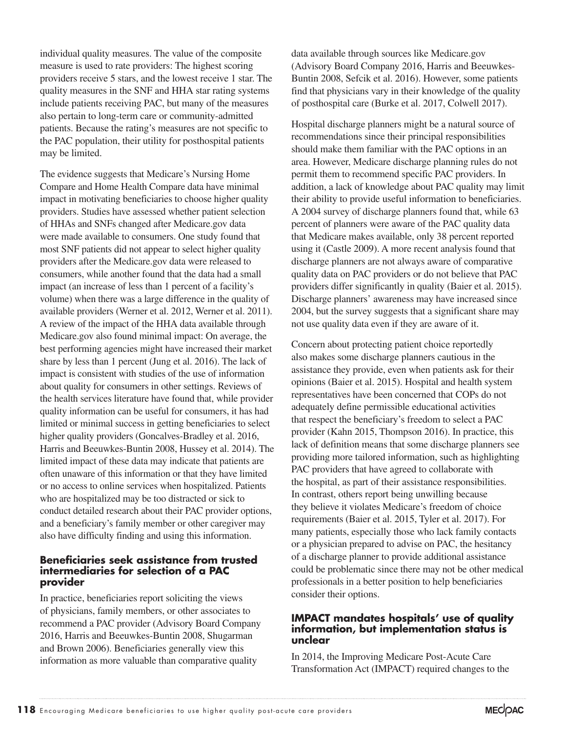individual quality measures. The value of the composite measure is used to rate providers: The highest scoring providers receive 5 stars, and the lowest receive 1 star. The quality measures in the SNF and HHA star rating systems include patients receiving PAC, but many of the measures also pertain to long-term care or community-admitted patients. Because the rating's measures are not specific to the PAC population, their utility for posthospital patients may be limited.

The evidence suggests that Medicare's Nursing Home Compare and Home Health Compare data have minimal impact in motivating beneficiaries to choose higher quality providers. Studies have assessed whether patient selection of HHAs and SNFs changed after Medicare.gov data were made available to consumers. One study found that most SNF patients did not appear to select higher quality providers after the Medicare.gov data were released to consumers, while another found that the data had a small impact (an increase of less than 1 percent of a facility's volume) when there was a large difference in the quality of available providers (Werner et al. 2012, Werner et al. 2011). A review of the impact of the HHA data available through Medicare.gov also found minimal impact: On average, the best performing agencies might have increased their market share by less than 1 percent (Jung et al. 2016). The lack of impact is consistent with studies of the use of information about quality for consumers in other settings. Reviews of the health services literature have found that, while provider quality information can be useful for consumers, it has had limited or minimal success in getting beneficiaries to select higher quality providers (Goncalves-Bradley et al. 2016, Harris and Beeuwkes-Buntin 2008, Hussey et al. 2014). The limited impact of these data may indicate that patients are often unaware of this information or that they have limited or no access to online services when hospitalized. Patients who are hospitalized may be too distracted or sick to conduct detailed research about their PAC provider options, and a beneficiary's family member or other caregiver may also have difficulty finding and using this information.

### Beneficiaries seek assistance from trusted intermediaries for selection of a PAC provider

In practice, beneficiaries report soliciting the views of physicians, family members, or other associates to recommend a PAC provider (Advisory Board Company 2016, Harris and Beeuwkes-Buntin 2008, Shugarman and Brown 2006). Beneficiaries generally view this information as more valuable than comparative quality data available through sources like Medicare.gov (Advisory Board Company 2016, Harris and Beeuwkes-Buntin 2008, Sefcik et al. 2016). However, some patients find that physicians vary in their knowledge of the quality of posthospital care (Burke et al. 2017, Colwell 2017).

Hospital discharge planners might be a natural source of recommendations since their principal responsibilities should make them familiar with the PAC options in an area. However, Medicare discharge planning rules do not permit them to recommend specific PAC providers. In addition, a lack of knowledge about PAC quality may limit their ability to provide useful information to beneficiaries. A 2004 survey of discharge planners found that, while 63 percent of planners were aware of the PAC quality data that Medicare makes available, only 38 percent reported using it (Castle 2009). A more recent analysis found that discharge planners are not always aware of comparative quality data on PAC providers or do not believe that PAC providers differ significantly in quality (Baier et al. 2015). Discharge planners' awareness may have increased since 2004, but the survey suggests that a significant share may not use quality data even if they are aware of it.

Concern about protecting patient choice reportedly also makes some discharge planners cautious in the assistance they provide, even when patients ask for their opinions (Baier et al. 2015). Hospital and health system representatives have been concerned that COPs do not adequately define permissible educational activities that respect the beneficiary's freedom to select a PAC provider (Kahn 2015, Thompson 2016). In practice, this lack of definition means that some discharge planners see providing more tailored information, such as highlighting PAC providers that have agreed to collaborate with the hospital, as part of their assistance responsibilities. In contrast, others report being unwilling because they believe it violates Medicare's freedom of choice requirements (Baier et al. 2015, Tyler et al. 2017). For many patients, especially those who lack family contacts or a physician prepared to advise on PAC, the hesitancy of a discharge planner to provide additional assistance could be problematic since there may not be other medical professionals in a better position to help beneficiaries consider their options.

### IMPACT mandates hospitals' use of quality information, but implementation status is unclear

In 2014, the Improving Medicare Post-Acute Care Transformation Act (IMPACT) required changes to the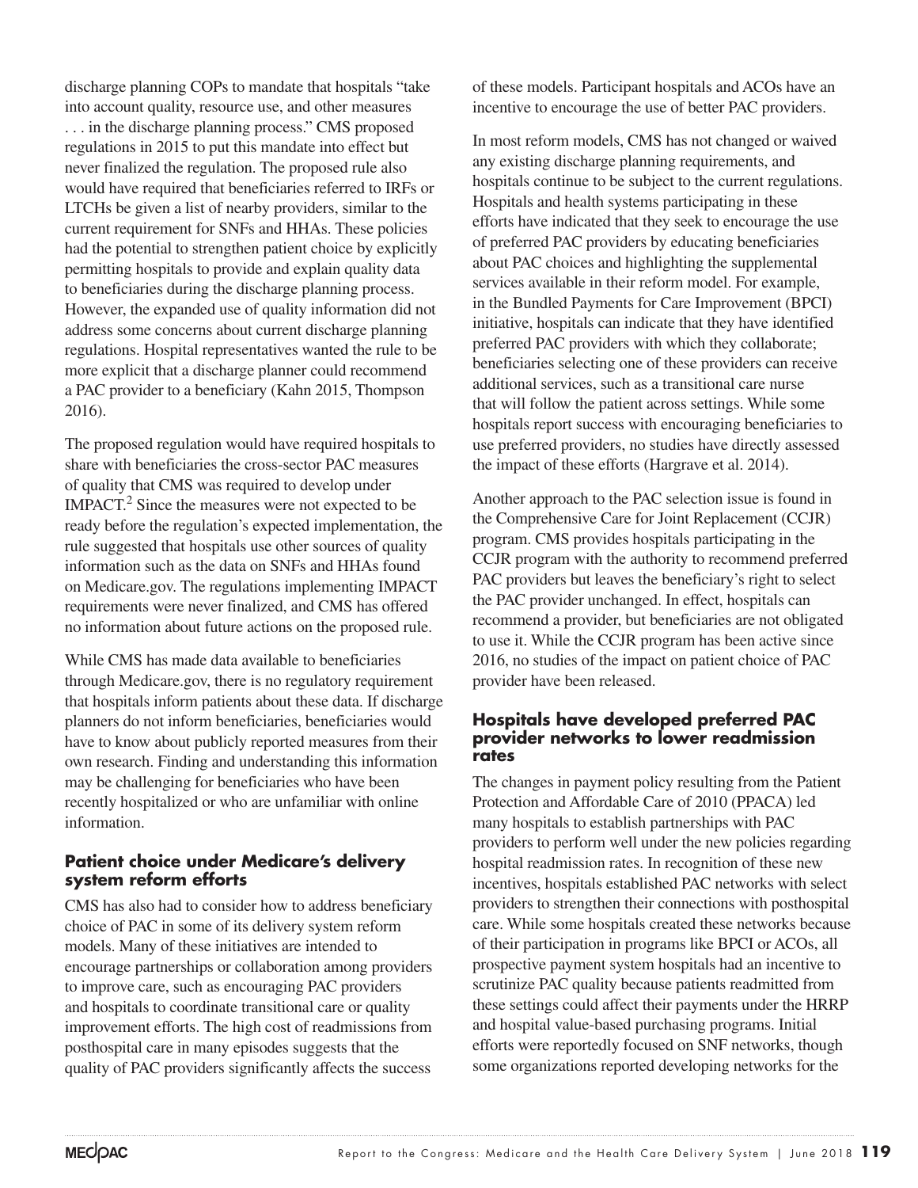discharge planning COPs to mandate that hospitals "take into account quality, resource use, and other measures . . . in the discharge planning process." CMS proposed regulations in 2015 to put this mandate into effect but never finalized the regulation. The proposed rule also would have required that beneficiaries referred to IRFs or LTCHs be given a list of nearby providers, similar to the current requirement for SNFs and HHAs. These policies had the potential to strengthen patient choice by explicitly permitting hospitals to provide and explain quality data to beneficiaries during the discharge planning process. However, the expanded use of quality information did not address some concerns about current discharge planning regulations. Hospital representatives wanted the rule to be more explicit that a discharge planner could recommend a PAC provider to a beneficiary (Kahn 2015, Thompson 2016).

The proposed regulation would have required hospitals to share with beneficiaries the cross-sector PAC measures of quality that CMS was required to develop under IMPACT.[2] Since the measures were not expected to be ready before the regulation's expected implementation, the rule suggested that hospitals use other sources of quality information such as the data on SNFs and HHAs found on Medicare.gov. The regulations implementing IMPACT requirements were never finalized, and CMS has offered no information about future actions on the proposed rule.

While CMS has made data available to beneficiaries through Medicare.gov, there is no regulatory requirement that hospitals inform patients about these data. If discharge planners do not inform beneficiaries, beneficiaries would have to know about publicly reported measures from their own research. Finding and understanding this information may be challenging for beneficiaries who have been recently hospitalized or who are unfamiliar with online information.

### Patient choice under Medicare's delivery system reform efforts

CMS has also had to consider how to address beneficiary choice of PAC in some of its delivery system reform models. Many of these initiatives are intended to encourage partnerships or collaboration among providers to improve care, such as encouraging PAC providers and hospitals to coordinate transitional care or quality improvement efforts. The high cost of readmissions from posthospital care in many episodes suggests that the quality of PAC providers significantly affects the success of these models. Participant hospitals and ACOs have an incentive to encourage the use of better PAC providers.

In most reform models, CMS has not changed or waived any existing discharge planning requirements, and hospitals continue to be subject to the current regulations. Hospitals and health systems participating in these efforts have indicated that they seek to encourage the use of preferred PAC providers by educating beneficiaries about PAC choices and highlighting the supplemental services available in their reform model. For example, in the Bundled Payments for Care Improvement (BPCI) initiative, hospitals can indicate that they have identified preferred PAC providers with which they collaborate; beneficiaries selecting one of these providers can receive additional services, such as a transitional care nurse that will follow the patient across settings. While some hospitals report success with encouraging beneficiaries to use preferred providers, no studies have directly assessed the impact of these efforts (Hargrave et al. 2014).

Another approach to the PAC selection issue is found in the Comprehensive Care for Joint Replacement (CCJR) program. CMS provides hospitals participating in the CCJR program with the authority to recommend preferred PAC providers but leaves the beneficiary's right to select the PAC provider unchanged. In effect, hospitals can recommend a provider, but beneficiaries are not obligated to use it. While the CCJR program has been active since 2016, no studies of the impact on patient choice of PAC provider have been released.

### Hospitals have developed preferred PAC provider networks to lower readmission rates

The changes in payment policy resulting from the Patient Protection and Affordable Care of 2010 (PPACA) led many hospitals to establish partnerships with PAC providers to perform well under the new policies regarding hospital readmission rates. In recognition of these new incentives, hospitals established PAC networks with select providers to strengthen their connections with posthospital care. While some hospitals created these networks because of their participation in programs like BPCI or ACOs, all prospective payment system hospitals had an incentive to scrutinize PAC quality because patients readmitted from these settings could affect their payments under the HRRP and hospital value-based purchasing programs. Initial efforts were reportedly focused on SNF networks, though some organizations reported developing networks for the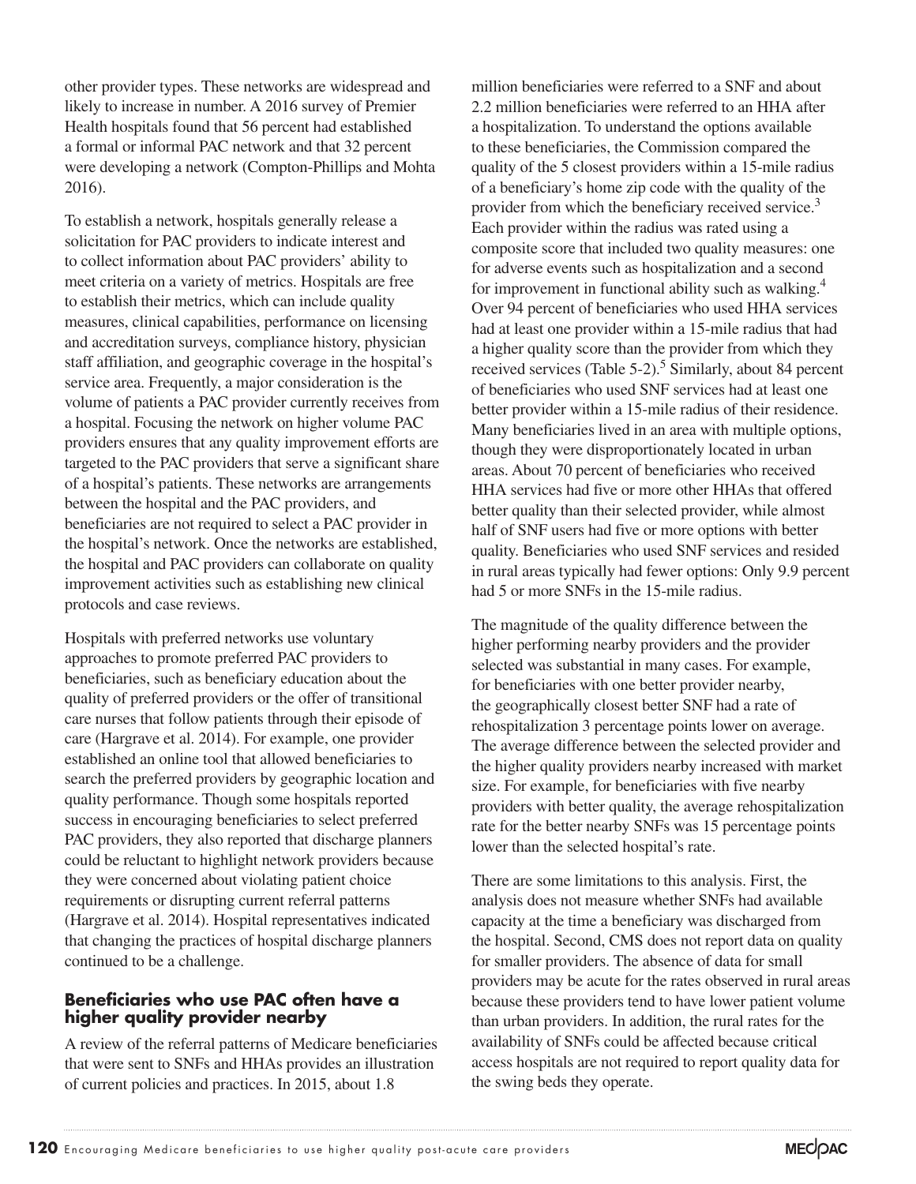other provider types. These networks are widespread and likely to increase in number. A 2016 survey of Premier Health hospitals found that 56 percent had established a formal or informal PAC network and that 32 percent were developing a network (Compton-Phillips and Mohta 2016).

To establish a network, hospitals generally release a solicitation for PAC providers to indicate interest and to collect information about PAC providers' ability to meet criteria on a variety of metrics. Hospitals are free to establish their metrics, which can include quality measures, clinical capabilities, performance on licensing and accreditation surveys, compliance history, physician staff affiliation, and geographic coverage in the hospital's service area. Frequently, a major consideration is the volume of patients a PAC provider currently receives from a hospital. Focusing the network on higher volume PAC providers ensures that any quality improvement efforts are targeted to the PAC providers that serve a significant share of a hospital's patients. These networks are arrangements between the hospital and the PAC providers, and beneficiaries are not required to select a PAC provider in the hospital's network. Once the networks are established, the hospital and PAC providers can collaborate on quality improvement activities such as establishing new clinical protocols and case reviews.

Hospitals with preferred networks use voluntary approaches to promote preferred PAC providers to beneficiaries, such as beneficiary education about the quality of preferred providers or the offer of transitional care nurses that follow patients through their episode of care (Hargrave et al. 2014). For example, one provider established an online tool that allowed beneficiaries to search the preferred providers by geographic location and quality performance. Though some hospitals reported success in encouraging beneficiaries to select preferred PAC providers, they also reported that discharge planners could be reluctant to highlight network providers because they were concerned about violating patient choice requirements or disrupting current referral patterns (Hargrave et al. 2014). Hospital representatives indicated that changing the practices of hospital discharge planners continued to be a challenge.

### Beneficiaries who use PAC often have a higher quality provider nearby

A review of the referral patterns of Medicare beneficiaries that were sent to SNFs and HHAs provides an illustration of current policies and practices. In 2015, about 1.8 million beneficiaries were referred to a SNF and about 2.2 million beneficiaries were referred to an HHA after a hospitalization. To understand the options available to these beneficiaries, the Commission compared the quality of the 5 closest providers within a 15-mile radius of a beneficiary's home zip code with the quality of the provider from which the beneficiary received service.[3] Each provider within the radius was rated using a composite score that included two quality measures: one for adverse events such as hospitalization and a second for improvement in functional ability such as walking.[4] Over 94 percent of beneficiaries who used HHA services had at least one provider within a 15-mile radius that had a higher quality score than the provider from which they received services (Table 5-2).[5] Similarly, about 84 percent of beneficiaries who used SNF services had at least one better provider within a 15-mile radius of their residence. Many beneficiaries lived in an area with multiple options, though they were disproportionately located in urban areas. About 70 percent of beneficiaries who received HHA services had five or more other HHAs that offered better quality than their selected provider, while almost half of SNF users had five or more options with better quality. Beneficiaries who used SNF services and resided in rural areas typically had fewer options: Only 9.9 percent had 5 or more SNFs in the 15-mile radius.

The magnitude of the quality difference between the higher performing nearby providers and the provider selected was substantial in many cases. For example, for beneficiaries with one better provider nearby, the geographically closest better SNF had a rate of rehospitalization 3 percentage points lower on average. The average difference between the selected provider and the higher quality providers nearby increased with market size. For example, for beneficiaries with five nearby providers with better quality, the average rehospitalization rate for the better nearby SNFs was 15 percentage points lower than the selected hospital's rate.

There are some limitations to this analysis. First, the analysis does not measure whether SNFs had available capacity at the time a beneficiary was discharged from the hospital. Second, CMS does not report data on quality for smaller providers. The absence of data for small providers may be acute for the rates observed in rural areas because these providers tend to have lower patient volume than urban providers. In addition, the rural rates for the availability of SNFs could be affected because critical access hospitals are not required to report quality data for the swing beds they operate.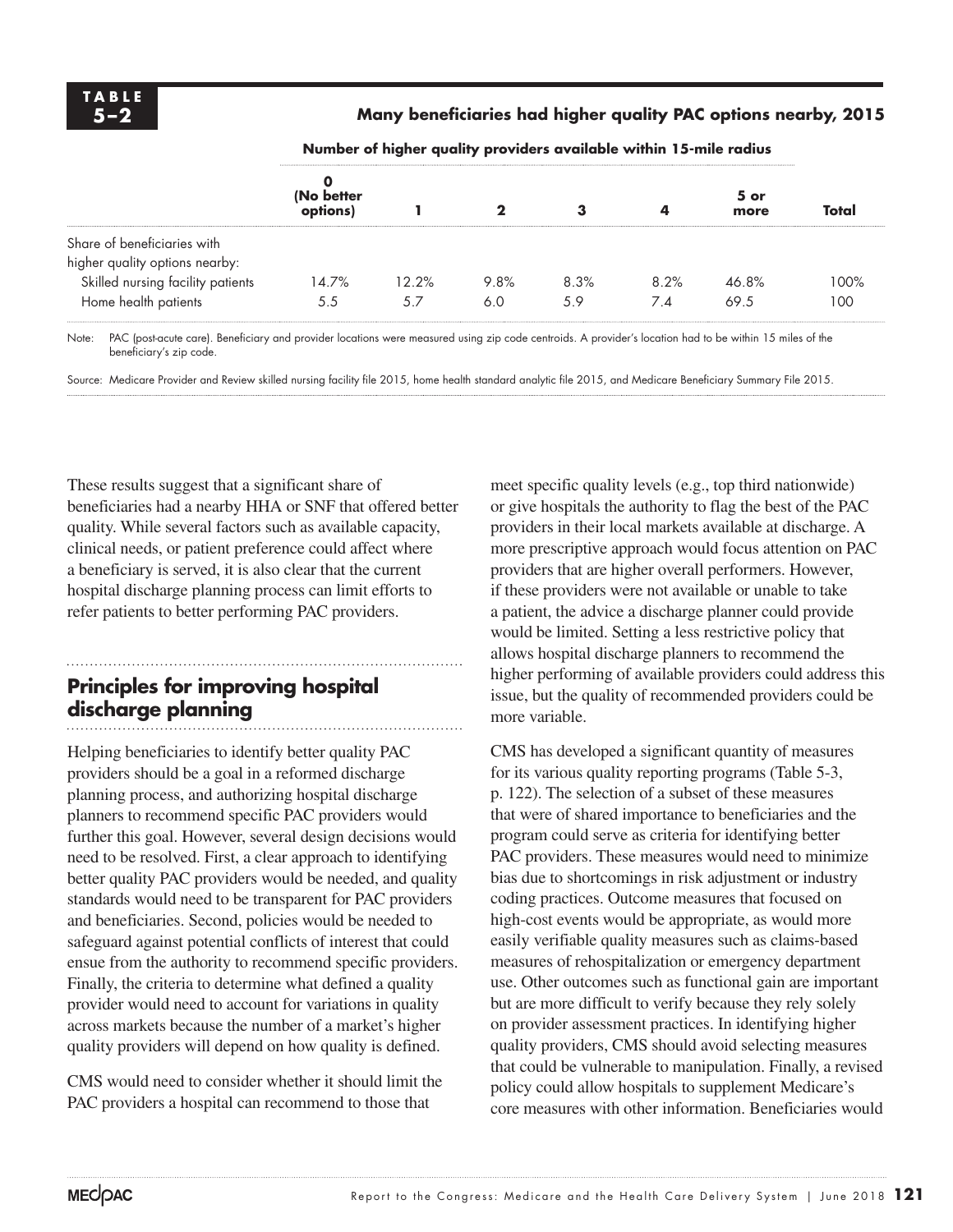**TABLE 5–2**

**Many beneficiaries had higher quality PAC options nearby, 2015**

| | Number of higher quality providers available within 15-mile radius | | | | | | |
|---|---|---|---|---|---|---|---|
| | 0 (No better options) | 1 | 2 | 3 | 4 | 5 or more | Total |
| Share of beneficiaries with higher quality options nearby: | | | | | | | |
| Skilled nursing facility patients | 14.7% | 12.2% | 9.8% | 8.3% | 8.2% | 46.8% | 100% |
| Home health patients | 5.5 | 5.7 | 6.0 | 5.9 | 7.4 | 69.5 | 100 |

Note: PAC (post-acute care). Beneficiary and provider locations were measured using zip code centroids. A provider's location had to be within 15 miles of the beneficiary's zip code.

Source: Medicare Provider and Review skilled nursing facility file 2015, home health standard analytic file 2015, and Medicare Beneficiary Summary File 2015.

These results suggest that a significant share of beneficiaries had a nearby HHA or SNF that offered better quality. While several factors such as available capacity, clinical needs, or patient preference could affect where a beneficiary is served, it is also clear that the current hospital discharge planning process can limit efforts to refer patients to better performing PAC providers.

## Principles for improving hospital discharge planning

Helping beneficiaries to identify better quality PAC providers should be a goal in a reformed discharge planning process, and authorizing hospital discharge planners to recommend specific PAC providers would further this goal. However, several design decisions would need to be resolved. First, a clear approach to identifying better quality PAC providers would be needed, and quality standards would need to be transparent for PAC providers and beneficiaries. Second, policies would be needed to safeguard against potential conflicts of interest that could ensue from the authority to recommend specific providers. Finally, the criteria to determine what defined a quality provider would need to account for variations in quality across markets because the number of a market's higher quality providers will depend on how quality is defined.

CMS would need to consider whether it should limit the PAC providers a hospital can recommend to those that meet specific quality levels (e.g., top third nationwide) or give hospitals the authority to flag the best of the PAC providers in their local markets available at discharge. A more prescriptive approach would focus attention on PAC providers that are higher overall performers. However, if these providers were not available or unable to take a patient, the advice a discharge planner could provide would be limited. Setting a less restrictive policy that allows hospital discharge planners to recommend the higher performing of available providers could address this issue, but the quality of recommended providers could be more variable.

CMS has developed a significant quantity of measures for its various quality reporting programs (Table 5-3, p. 122). The selection of a subset of these measures that were of shared importance to beneficiaries and the program could serve as criteria for identifying better PAC providers. These measures would need to minimize bias due to shortcomings in risk adjustment or industry coding practices. Outcome measures that focused on high-cost events would be appropriate, as would more easily verifiable quality measures such as claims-based measures of rehospitalization or emergency department use. Other outcomes such as functional gain are important but are more difficult to verify because they rely solely on provider assessment practices. In identifying higher quality providers, CMS should avoid selecting measures that could be vulnerable to manipulation. Finally, a revised policy could allow hospitals to supplement Medicare's core measures with other information. Beneficiaries would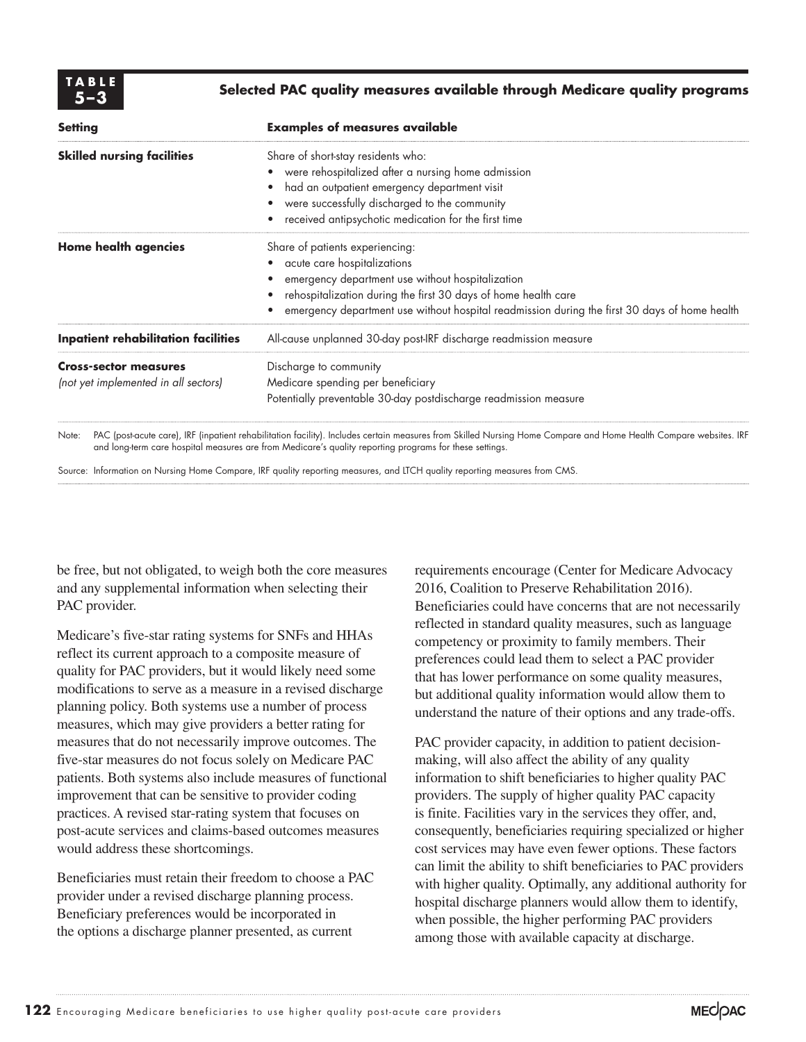**TABLE 5–3**

**Selected PAC quality measures available through Medicare quality programs**

| Setting | Examples of measures available |
|---|---|
| **Skilled nursing facilities** | Share of short-stay residents who:<br>• were rehospitalized after a nursing home admission<br>• had an outpatient emergency department visit<br>• were successfully discharged to the community<br>• received antipsychotic medication for the first time |
| **Home health agencies** | Share of patients experiencing:<br>• acute care hospitalizations<br>• emergency department use without hospitalization<br>• rehospitalization during the first 30 days of home health care<br>• emergency department use without hospital readmission during the first 30 days of home health |
| **Inpatient rehabilitation facilities** | All-cause unplanned 30-day post-IRF discharge readmission measure |
| **Cross-sector measures**<br>*(not yet implemented in all sectors)* | Discharge to community<br>Medicare spending per beneficiary<br>Potentially preventable 30-day postdischarge readmission measure |

Note: PAC (post-acute care), IRF (inpatient rehabilitation facility). Includes certain measures from Skilled Nursing Home Compare and Home Health Compare websites. IRF and long-term care hospital measures are from Medicare's quality reporting programs for these settings.

Source: Information on Nursing Home Compare, IRF quality reporting measures, and LTCH quality reporting measures from CMS.

be free, but not obligated, to weigh both the core measures and any supplemental information when selecting their PAC provider.

Medicare's five-star rating systems for SNFs and HHAs reflect its current approach to a composite measure of quality for PAC providers, but it would likely need some modifications to serve as a measure in a revised discharge planning policy. Both systems use a number of process measures, which may give providers a better rating for measures that do not necessarily improve outcomes. The five-star measures do not focus solely on Medicare PAC patients. Both systems also include measures of functional improvement that can be sensitive to provider coding practices. A revised star-rating system that focuses on post-acute services and claims-based outcomes measures would address these shortcomings.

Beneficiaries must retain their freedom to choose a PAC provider under a revised discharge planning process. Beneficiary preferences would be incorporated in the options a discharge planner presented, as current requirements encourage (Center for Medicare Advocacy 2016, Coalition to Preserve Rehabilitation 2016). Beneficiaries could have concerns that are not necessarily reflected in standard quality measures, such as language competency or proximity to family members. Their preferences could lead them to select a PAC provider that has lower performance on some quality measures, but additional quality information would allow them to understand the nature of their options and any trade-offs.

PAC provider capacity, in addition to patient decision-making, will also affect the ability of any quality information to shift beneficiaries to higher quality PAC providers. The supply of higher quality PAC capacity is finite. Facilities vary in the services they offer, and, consequently, beneficiaries requiring specialized or higher cost services may have even fewer options. These factors can limit the ability to shift beneficiaries to PAC providers with higher quality. Optimally, any additional authority for hospital discharge planners would allow them to identify, when possible, the higher performing PAC providers among those with available capacity at discharge.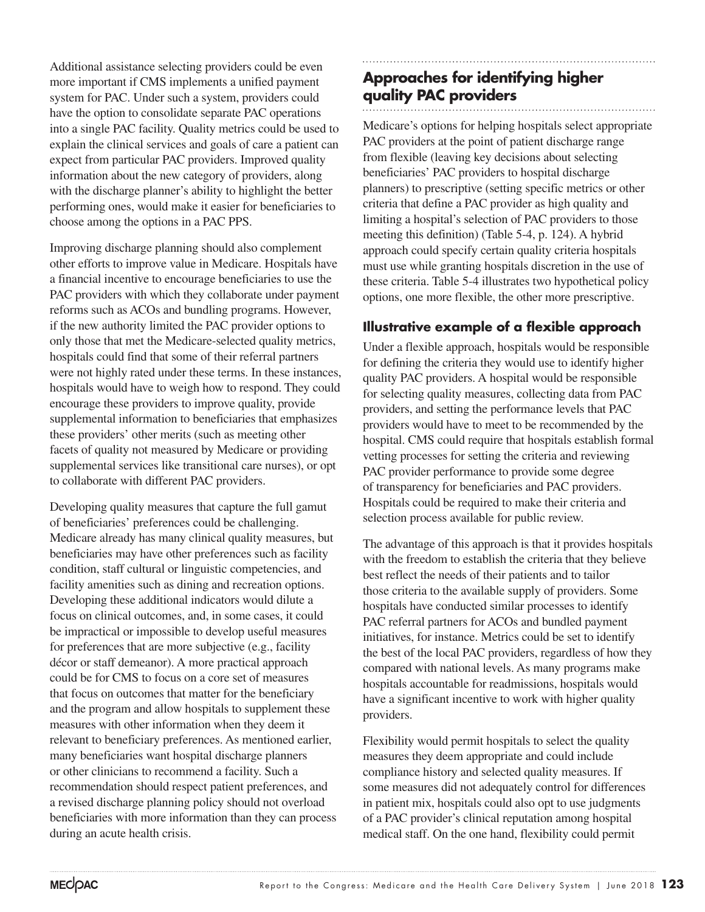Additional assistance selecting providers could be even more important if CMS implements a unified payment system for PAC. Under such a system, providers could have the option to consolidate separate PAC operations into a single PAC facility. Quality metrics could be used to explain the clinical services and goals of care a patient can expect from particular PAC providers. Improved quality information about the new category of providers, along with the discharge planner's ability to highlight the better performing ones, would make it easier for beneficiaries to choose among the options in a PAC PPS.

Improving discharge planning should also complement other efforts to improve value in Medicare. Hospitals have a financial incentive to encourage beneficiaries to use the PAC providers with which they collaborate under payment reforms such as ACOs and bundling programs. However, if the new authority limited the PAC provider options to only those that met the Medicare-selected quality metrics, hospitals could find that some of their referral partners were not highly rated under these terms. In these instances, hospitals would have to weigh how to respond. They could encourage these providers to improve quality, provide supplemental information to beneficiaries that emphasizes these providers' other merits (such as meeting other facets of quality not measured by Medicare or providing supplemental services like transitional care nurses), or opt to collaborate with different PAC providers.

Developing quality measures that capture the full gamut of beneficiaries' preferences could be challenging. Medicare already has many clinical quality measures, but beneficiaries may have other preferences such as facility condition, staff cultural or linguistic competencies, and facility amenities such as dining and recreation options. Developing these additional indicators would dilute a focus on clinical outcomes, and, in some cases, it could be impractical or impossible to develop useful measures for preferences that are more subjective (e.g., facility décor or staff demeanor). A more practical approach could be for CMS to focus on a core set of measures that focus on outcomes that matter for the beneficiary and the program and allow hospitals to supplement these measures with other information when they deem it relevant to beneficiary preferences. As mentioned earlier, many beneficiaries want hospital discharge planners or other clinicians to recommend a facility. Such a recommendation should respect patient preferences, and a revised discharge planning policy should not overload beneficiaries with more information than they can process during an acute health crisis.

## Approaches for identifying higher quality PAC providers

Medicare's options for helping hospitals select appropriate PAC providers at the point of patient discharge range from flexible (leaving key decisions about selecting beneficiaries' PAC providers to hospital discharge planners) to prescriptive (setting specific metrics or other criteria that define a PAC provider as high quality and limiting a hospital's selection of PAC providers to those meeting this definition) (Table 5-4, p. 124). A hybrid approach could specify certain quality criteria hospitals must use while granting hospitals discretion in the use of these criteria. Table 5-4 illustrates two hypothetical policy options, one more flexible, the other more prescriptive.

### Illustrative example of a flexible approach

Under a flexible approach, hospitals would be responsible for defining the criteria they would use to identify higher quality PAC providers. A hospital would be responsible for selecting quality measures, collecting data from PAC providers, and setting the performance levels that PAC providers would have to meet to be recommended by the hospital. CMS could require that hospitals establish formal vetting processes for setting the criteria and reviewing PAC provider performance to provide some degree of transparency for beneficiaries and PAC providers. Hospitals could be required to make their criteria and selection process available for public review.

The advantage of this approach is that it provides hospitals with the freedom to establish the criteria that they believe best reflect the needs of their patients and to tailor those criteria to the available supply of providers. Some hospitals have conducted similar processes to identify PAC referral partners for ACOs and bundled payment initiatives, for instance. Metrics could be set to identify the best of the local PAC providers, regardless of how they compared with national levels. As many programs make hospitals accountable for readmissions, hospitals would have a significant incentive to work with higher quality providers.

Flexibility would permit hospitals to select the quality measures they deem appropriate and could include compliance history and selected quality measures. If some measures did not adequately control for differences in patient mix, hospitals could also opt to use judgments of a PAC provider's clinical reputation among hospital medical staff. On the one hand, flexibility could permit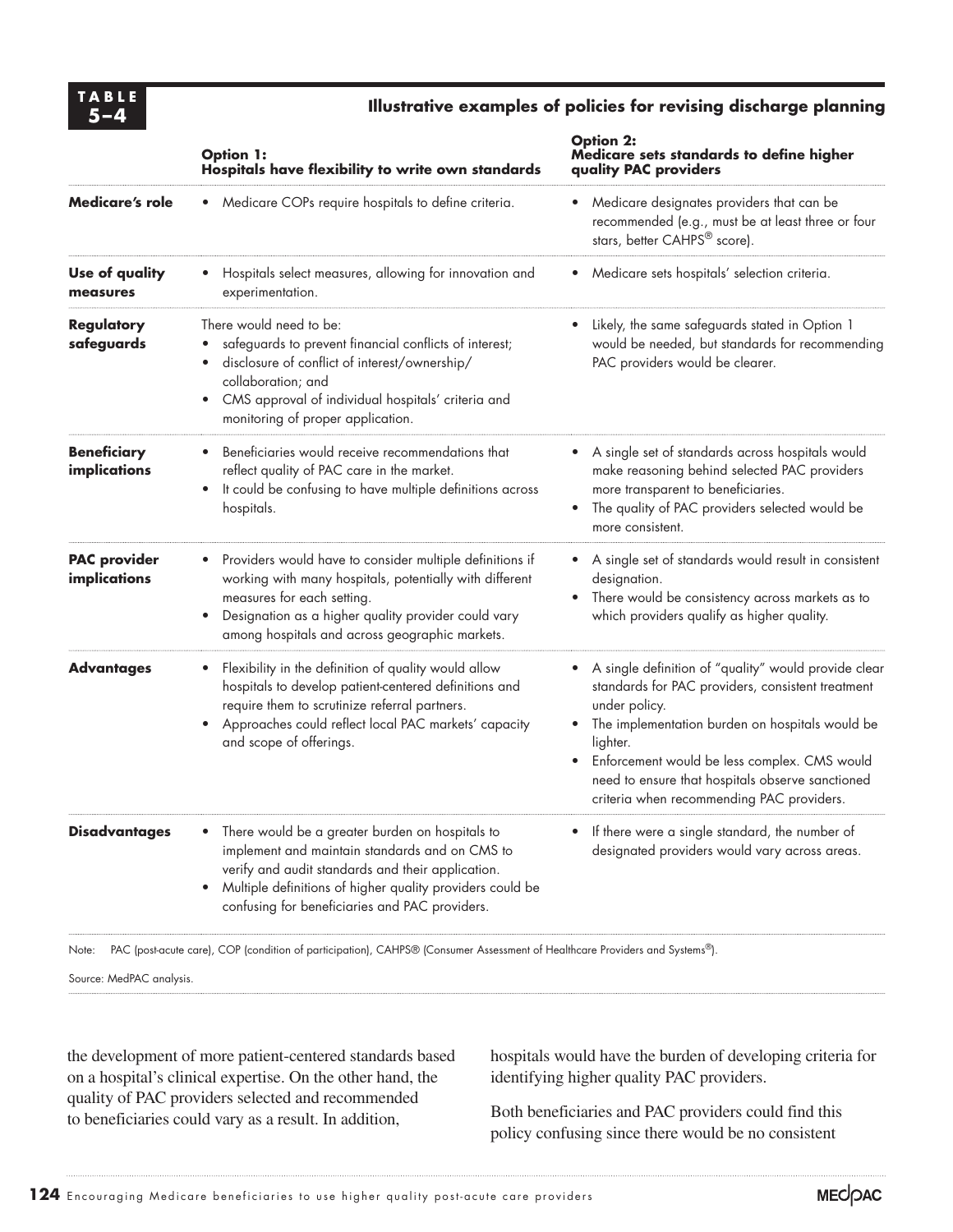**TABLE 5–4**

**Illustrative examples of policies for revising discharge planning**

| | Option 1: Hospitals have flexibility to write own standards | Option 2: Medicare sets standards to define higher quality PAC providers |
|---|---|---|
| **Medicare's role** | • Medicare COPs require hospitals to define criteria. | • Medicare designates providers that can be recommended (e.g., must be at least three or four stars, better CAHPS® score). |
| **Use of quality measures** | • Hospitals select measures, allowing for innovation and experimentation. | • Medicare sets hospitals' selection criteria. |
| **Regulatory safeguards** | There would need to be: • safeguards to prevent financial conflicts of interest; • disclosure of conflict of interest/ownership/ collaboration; and • CMS approval of individual hospitals' criteria and monitoring of proper application. | • Likely, the same safeguards stated in Option 1 would be needed, but standards for recommending PAC providers would be clearer. |
| **Beneficiary implications** | • Beneficiaries would receive recommendations that reflect quality of PAC care in the market. • It could be confusing to have multiple definitions across hospitals. | • A single set of standards across hospitals would make reasoning behind selected PAC providers more transparent to beneficiaries. • The quality of PAC providers selected would be more consistent. |
| **PAC provider implications** | • Providers would have to consider multiple definitions if working with many hospitals, potentially with different measures for each setting. • Designation as a higher quality provider could vary among hospitals and across geographic markets. | • A single set of standards would result in consistent designation. • There would be consistency across markets as to which providers qualify as higher quality. |
| **Advantages** | • Flexibility in the definition of quality would allow hospitals to develop patient-centered definitions and require them to scrutinize referral partners. • Approaches could reflect local PAC markets' capacity and scope of offerings. | • A single definition of "quality" would provide clear standards for PAC providers, consistent treatment under policy. • The implementation burden on hospitals would be lighter. • Enforcement would be less complex. CMS would need to ensure that hospitals observe sanctioned criteria when recommending PAC providers. |
| **Disadvantages** | • There would be a greater burden on hospitals to implement and maintain standards and on CMS to verify and audit standards and their application. • Multiple definitions of higher quality providers could be confusing for beneficiaries and PAC providers. | • If there were a single standard, the number of designated providers would vary across areas. |

Note: PAC (post-acute care), COP (condition of participation), CAHPS® (Consumer Assessment of Healthcare Providers and Systems®).

Source: MedPAC analysis.

the development of more patient-centered standards based on a hospital's clinical expertise. On the other hand, the quality of PAC providers selected and recommended to beneficiaries could vary as a result. In addition, hospitals would have the burden of developing criteria for identifying higher quality PAC providers.

Both beneficiaries and PAC providers could find this policy confusing since there would be no consistent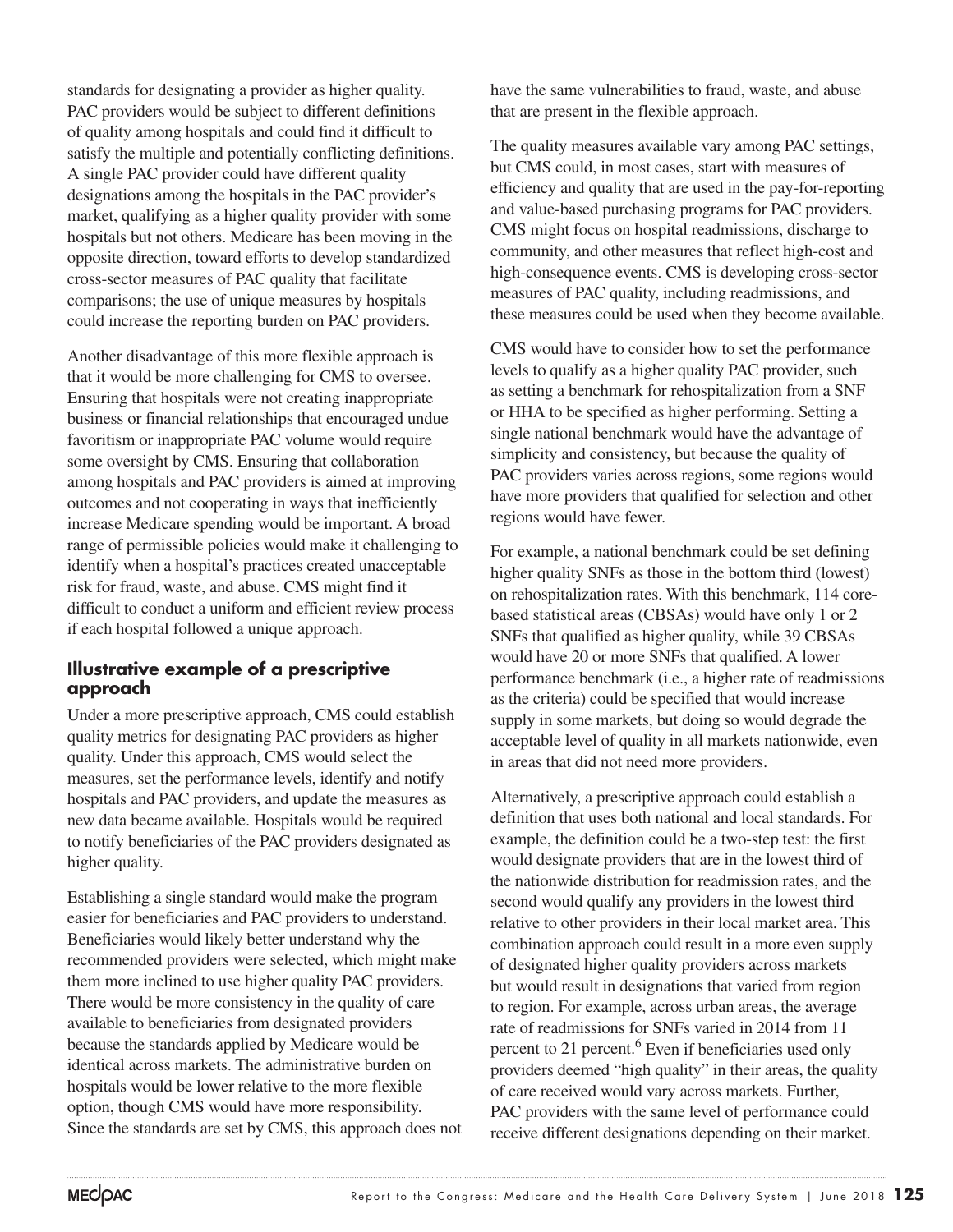standards for designating a provider as higher quality. PAC providers would be subject to different definitions of quality among hospitals and could find it difficult to satisfy the multiple and potentially conflicting definitions. A single PAC provider could have different quality designations among the hospitals in the PAC provider's market, qualifying as a higher quality provider with some hospitals but not others. Medicare has been moving in the opposite direction, toward efforts to develop standardized cross-sector measures of PAC quality that facilitate comparisons; the use of unique measures by hospitals could increase the reporting burden on PAC providers.

Another disadvantage of this more flexible approach is that it would be more challenging for CMS to oversee. Ensuring that hospitals were not creating inappropriate business or financial relationships that encouraged undue favoritism or inappropriate PAC volume would require some oversight by CMS. Ensuring that collaboration among hospitals and PAC providers is aimed at improving outcomes and not cooperating in ways that inefficiently increase Medicare spending would be important. A broad range of permissible policies would make it challenging to identify when a hospital's practices created unacceptable risk for fraud, waste, and abuse. CMS might find it difficult to conduct a uniform and efficient review process if each hospital followed a unique approach.

### Illustrative example of a prescriptive approach

Under a more prescriptive approach, CMS could establish quality metrics for designating PAC providers as higher quality. Under this approach, CMS would select the measures, set the performance levels, identify and notify hospitals and PAC providers, and update the measures as new data became available. Hospitals would be required to notify beneficiaries of the PAC providers designated as higher quality.

Establishing a single standard would make the program easier for beneficiaries and PAC providers to understand. Beneficiaries would likely better understand why the recommended providers were selected, which might make them more inclined to use higher quality PAC providers. There would be more consistency in the quality of care available to beneficiaries from designated providers because the standards applied by Medicare would be identical across markets. The administrative burden on hospitals would be lower relative to the more flexible option, though CMS would have more responsibility. Since the standards are set by CMS, this approach does not have the same vulnerabilities to fraud, waste, and abuse that are present in the flexible approach.

The quality measures available vary among PAC settings, but CMS could, in most cases, start with measures of efficiency and quality that are used in the pay-for-reporting and value-based purchasing programs for PAC providers. CMS might focus on hospital readmissions, discharge to community, and other measures that reflect high-cost and high-consequence events. CMS is developing cross-sector measures of PAC quality, including readmissions, and these measures could be used when they become available.

CMS would have to consider how to set the performance levels to qualify as a higher quality PAC provider, such as setting a benchmark for rehospitalization from a SNF or HHA to be specified as higher performing. Setting a single national benchmark would have the advantage of simplicity and consistency, but because the quality of PAC providers varies across regions, some regions would have more providers that qualified for selection and other regions would have fewer.

For example, a national benchmark could be set defining higher quality SNFs as those in the bottom third (lowest) on rehospitalization rates. With this benchmark, 114 core-based statistical areas (CBSAs) would have only 1 or 2 SNFs that qualified as higher quality, while 39 CBSAs would have 20 or more SNFs that qualified. A lower performance benchmark (i.e., a higher rate of readmissions as the criteria) could be specified that would increase supply in some markets, but doing so would degrade the acceptable level of quality in all markets nationwide, even in areas that did not need more providers.

Alternatively, a prescriptive approach could establish a definition that uses both national and local standards. For example, the definition could be a two-step test: the first would designate providers that are in the lowest third of the nationwide distribution for readmission rates, and the second would qualify any providers in the lowest third relative to other providers in their local market area. This combination approach could result in a more even supply of designated higher quality providers across markets but would result in designations that varied from region to region. For example, across urban areas, the average rate of readmissions for SNFs varied in 2014 from 11 percent to 21 percent.[6] Even if beneficiaries used only providers deemed "high quality" in their areas, the quality of care received would vary across markets. Further, PAC providers with the same level of performance could receive different designations depending on their market.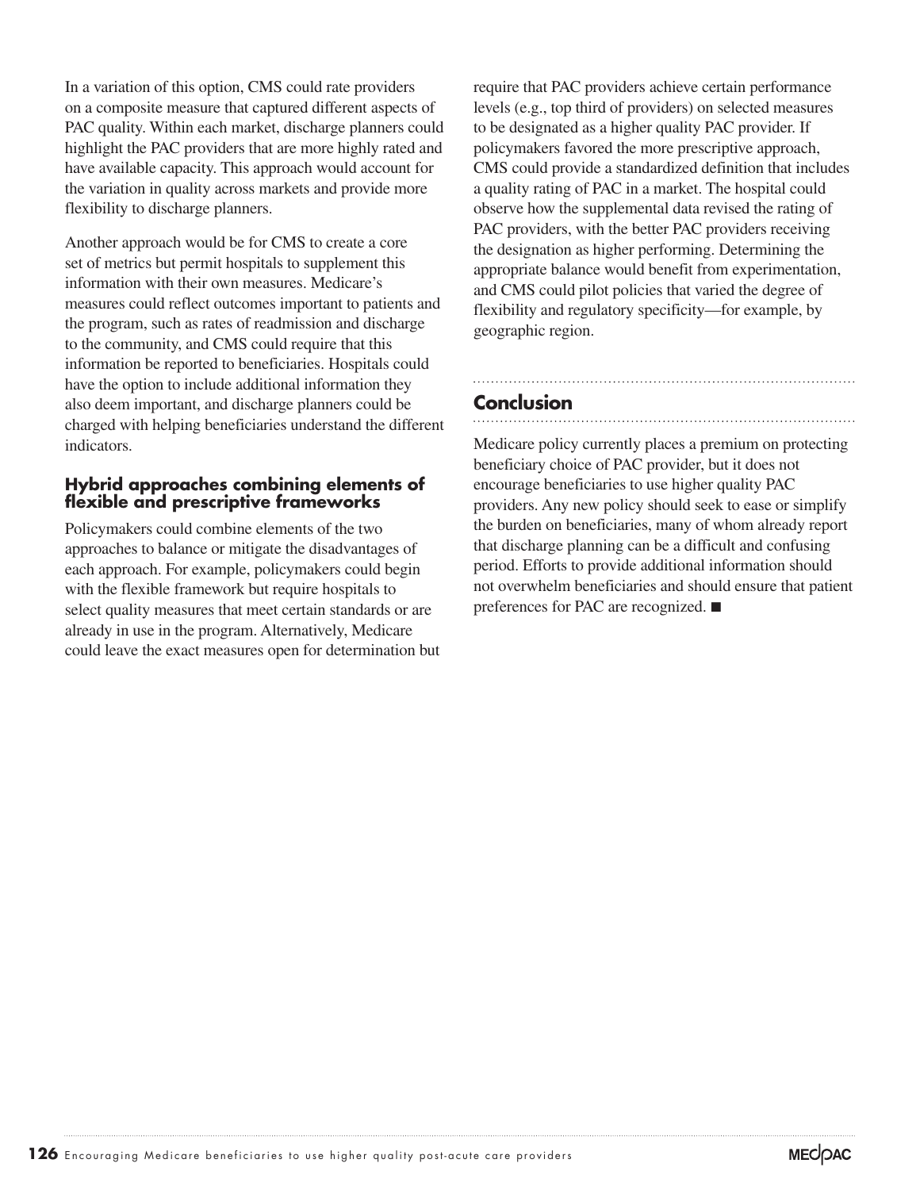In a variation of this option, CMS could rate providers on a composite measure that captured different aspects of PAC quality. Within each market, discharge planners could highlight the PAC providers that are more highly rated and have available capacity. This approach would account for the variation in quality across markets and provide more flexibility to discharge planners.

Another approach would be for CMS to create a core set of metrics but permit hospitals to supplement this information with their own measures. Medicare's measures could reflect outcomes important to patients and the program, such as rates of readmission and discharge to the community, and CMS could require that this information be reported to beneficiaries. Hospitals could have the option to include additional information they also deem important, and discharge planners could be charged with helping beneficiaries understand the different indicators.

### Hybrid approaches combining elements of flexible and prescriptive frameworks

Policymakers could combine elements of the two approaches to balance or mitigate the disadvantages of each approach. For example, policymakers could begin with the flexible framework but require hospitals to select quality measures that meet certain standards or are already in use in the program. Alternatively, Medicare could leave the exact measures open for determination but require that PAC providers achieve certain performance levels (e.g., top third of providers) on selected measures to be designated as a higher quality PAC provider. If policymakers favored the more prescriptive approach, CMS could provide a standardized definition that includes a quality rating of PAC in a market. The hospital could observe how the supplemental data revised the rating of PAC providers, with the better PAC providers receiving the designation as higher performing. Determining the appropriate balance would benefit from experimentation, and CMS could pilot policies that varied the degree of flexibility and regulatory specificity—for example, by geographic region.

## Conclusion

Medicare policy currently places a premium on protecting beneficiary choice of PAC provider, but it does not encourage beneficiaries to use higher quality PAC providers. Any new policy should seek to ease or simplify the burden on beneficiaries, many of whom already report that discharge planning can be a difficult and confusing period. Efforts to provide additional information should not overwhelm beneficiaries and should ensure that patient preferences for PAC are recognized. ■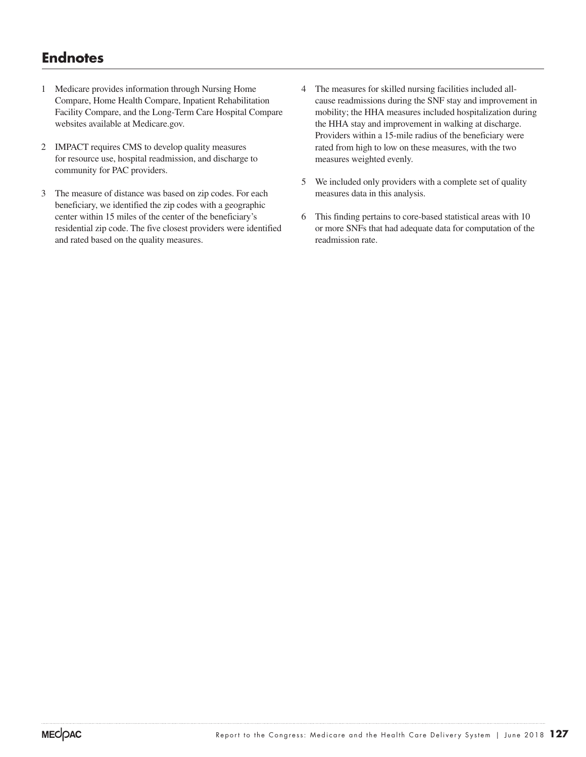## Endnotes

1. Medicare provides information through Nursing Home Compare, Home Health Compare, Inpatient Rehabilitation Facility Compare, and the Long-Term Care Hospital Compare websites available at Medicare.gov.

2. IMPACT requires CMS to develop quality measures for resource use, hospital readmission, and discharge to community for PAC providers.

3. The measure of distance was based on zip codes. For each beneficiary, we identified the zip codes with a geographic center within 15 miles of the center of the beneficiary's residential zip code. The five closest providers were identified and rated based on the quality measures.

4. The measures for skilled nursing facilities included all-cause readmissions during the SNF stay and improvement in mobility; the HHA measures included hospitalization during the HHA stay and improvement in walking at discharge. Providers within a 15-mile radius of the beneficiary were rated from high to low on these measures, with the two measures weighted evenly.

5. We included only providers with a complete set of quality measures data in this analysis.

6. This finding pertains to core-based statistical areas with 10 or more SNFs that had adequate data for computation of the readmission rate.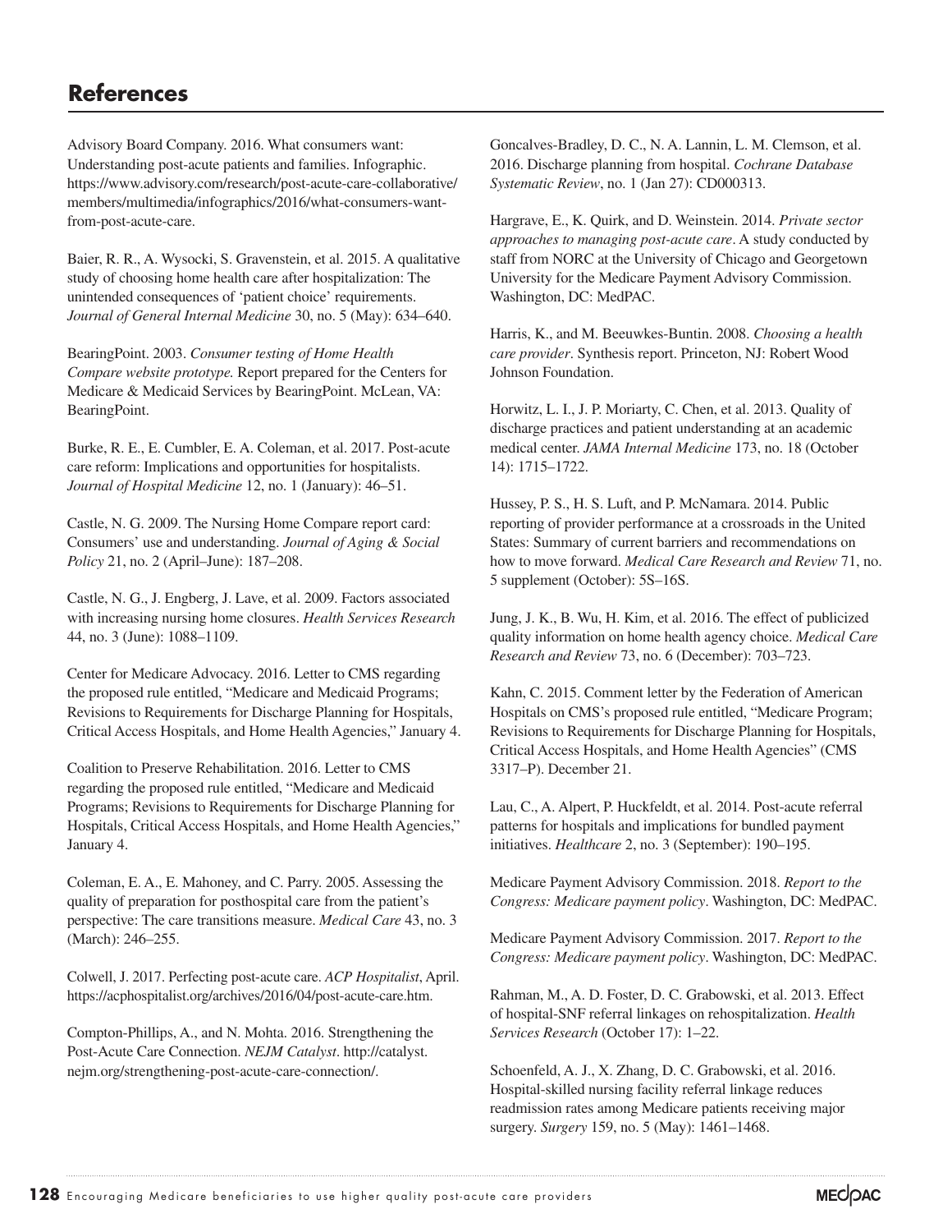## References

Advisory Board Company. 2016. What consumers want: Understanding post-acute patients and families. Infographic. https://www.advisory.com/research/post-acute-care-collaborative/members/multimedia/infographics/2016/what-consumers-want-from-post-acute-care.

Baier, R. R., A. Wysocki, S. Gravenstein, et al. 2015. A qualitative study of choosing home health care after hospitalization: The unintended consequences of 'patient choice' requirements. *Journal of General Internal Medicine* 30, no. 5 (May): 634–640.

BearingPoint. 2003. *Consumer testing of Home Health Compare website prototype.* Report prepared for the Centers for Medicare & Medicaid Services by BearingPoint. McLean, VA: BearingPoint.

Burke, R. E., E. Cumbler, E. A. Coleman, et al. 2017. Post-acute care reform: Implications and opportunities for hospitalists. *Journal of Hospital Medicine* 12, no. 1 (January): 46–51.

Castle, N. G. 2009. The Nursing Home Compare report card: Consumers' use and understanding. *Journal of Aging & Social Policy* 21, no. 2 (April–June): 187–208.

Castle, N. G., J. Engberg, J. Lave, et al. 2009. Factors associated with increasing nursing home closures. *Health Services Research* 44, no. 3 (June): 1088–1109.

Center for Medicare Advocacy. 2016. Letter to CMS regarding the proposed rule entitled, "Medicare and Medicaid Programs; Revisions to Requirements for Discharge Planning for Hospitals, Critical Access Hospitals, and Home Health Agencies," January 4.

Coalition to Preserve Rehabilitation. 2016. Letter to CMS regarding the proposed rule entitled, "Medicare and Medicaid Programs; Revisions to Requirements for Discharge Planning for Hospitals, Critical Access Hospitals, and Home Health Agencies," January 4.

Coleman, E. A., E. Mahoney, and C. Parry. 2005. Assessing the quality of preparation for posthospital care from the patient's perspective: The care transitions measure. *Medical Care* 43, no. 3 (March): 246–255.

Colwell, J. 2017. Perfecting post-acute care. *ACP Hospitalist*, April. https://acphospitalist.org/archives/2016/04/post-acute-care.htm.

Compton-Phillips, A., and N. Mohta. 2016. Strengthening the Post-Acute Care Connection. *NEJM Catalyst*. http://catalyst.nejm.org/strengthening-post-acute-care-connection/.

Goncalves-Bradley, D. C., N. A. Lannin, L. M. Clemson, et al. 2016. Discharge planning from hospital. *Cochrane Database Systematic Review*, no. 1 (Jan 27): CD000313.

Hargrave, E., K. Quirk, and D. Weinstein. 2014. *Private sector approaches to managing post-acute care*. A study conducted by staff from NORC at the University of Chicago and Georgetown University for the Medicare Payment Advisory Commission. Washington, DC: MedPAC.

Harris, K., and M. Beeuwkes-Buntin. 2008. *Choosing a health care provider*. Synthesis report. Princeton, NJ: Robert Wood Johnson Foundation.

Horwitz, L. I., J. P. Moriarty, C. Chen, et al. 2013. Quality of discharge practices and patient understanding at an academic medical center. *JAMA Internal Medicine* 173, no. 18 (October 14): 1715–1722.

Hussey, P. S., H. S. Luft, and P. McNamara. 2014. Public reporting of provider performance at a crossroads in the United States: Summary of current barriers and recommendations on how to move forward. *Medical Care Research and Review* 71, no. 5 supplement (October): 5S–16S.

Jung, J. K., B. Wu, H. Kim, et al. 2016. The effect of publicized quality information on home health agency choice. *Medical Care Research and Review* 73, no. 6 (December): 703–723.

Kahn, C. 2015. Comment letter by the Federation of American Hospitals on CMS's proposed rule entitled, "Medicare Program; Revisions to Requirements for Discharge Planning for Hospitals, Critical Access Hospitals, and Home Health Agencies" (CMS 3317–P). December 21.

Lau, C., A. Alpert, P. Huckfeldt, et al. 2014. Post-acute referral patterns for hospitals and implications for bundled payment initiatives. *Healthcare* 2, no. 3 (September): 190–195.

Medicare Payment Advisory Commission. 2018. *Report to the Congress: Medicare payment policy*. Washington, DC: MedPAC.

Medicare Payment Advisory Commission. 2017. *Report to the Congress: Medicare payment policy*. Washington, DC: MedPAC.

Rahman, M., A. D. Foster, D. C. Grabowski, et al. 2013. Effect of hospital-SNF referral linkages on rehospitalization. *Health Services Research* (October 17): 1–22.

Schoenfeld, A. J., X. Zhang, D. C. Grabowski, et al. 2016. Hospital-skilled nursing facility referral linkage reduces readmission rates among Medicare patients receiving major surgery. *Surgery* 159, no. 5 (May): 1461–1468.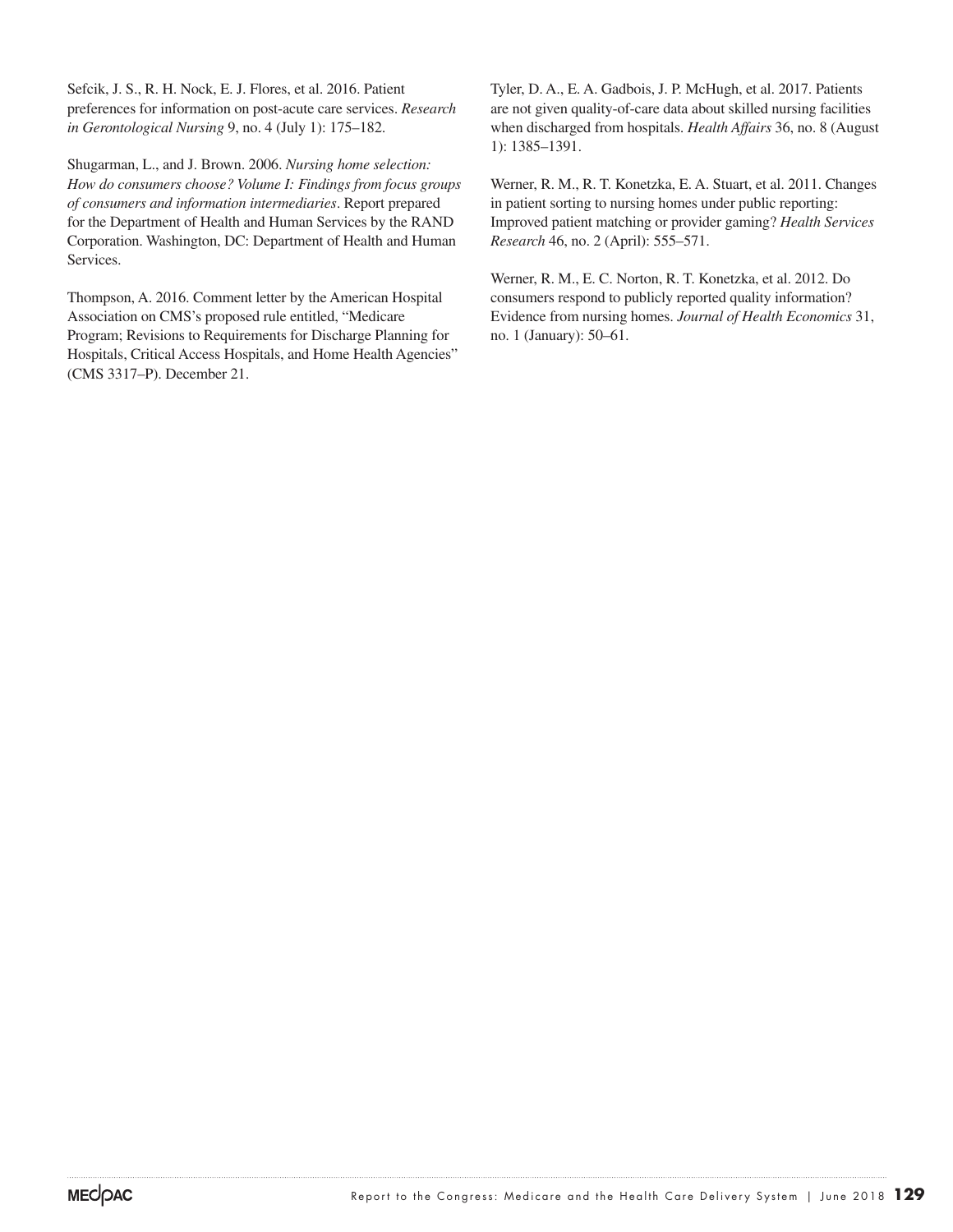Sefcik, J. S., R. H. Nock, E. J. Flores, et al. 2016. Patient preferences for information on post-acute care services. *Research in Gerontological Nursing* 9, no. 4 (July 1): 175–182.

Shugarman, L., and J. Brown. 2006. *Nursing home selection: How do consumers choose? Volume I: Findings from focus groups of consumers and information intermediaries*. Report prepared for the Department of Health and Human Services by the RAND Corporation. Washington, DC: Department of Health and Human Services.

Thompson, A. 2016. Comment letter by the American Hospital Association on CMS's proposed rule entitled, "Medicare Program; Revisions to Requirements for Discharge Planning for Hospitals, Critical Access Hospitals, and Home Health Agencies" (CMS 3317–P). December 21.

Tyler, D. A., E. A. Gadbois, J. P. McHugh, et al. 2017. Patients are not given quality-of-care data about skilled nursing facilities when discharged from hospitals. *Health Affairs* 36, no. 8 (August 1): 1385–1391.

Werner, R. M., R. T. Konetzka, E. A. Stuart, et al. 2011. Changes in patient sorting to nursing homes under public reporting: Improved patient matching or provider gaming? *Health Services Research* 46, no. 2 (April): 555–571.

Werner, R. M., E. C. Norton, R. T. Konetzka, et al. 2012. Do consumers respond to publicly reported quality information? Evidence from nursing homes. *Journal of Health Economics* 31, no. 1 (January): 50–61.